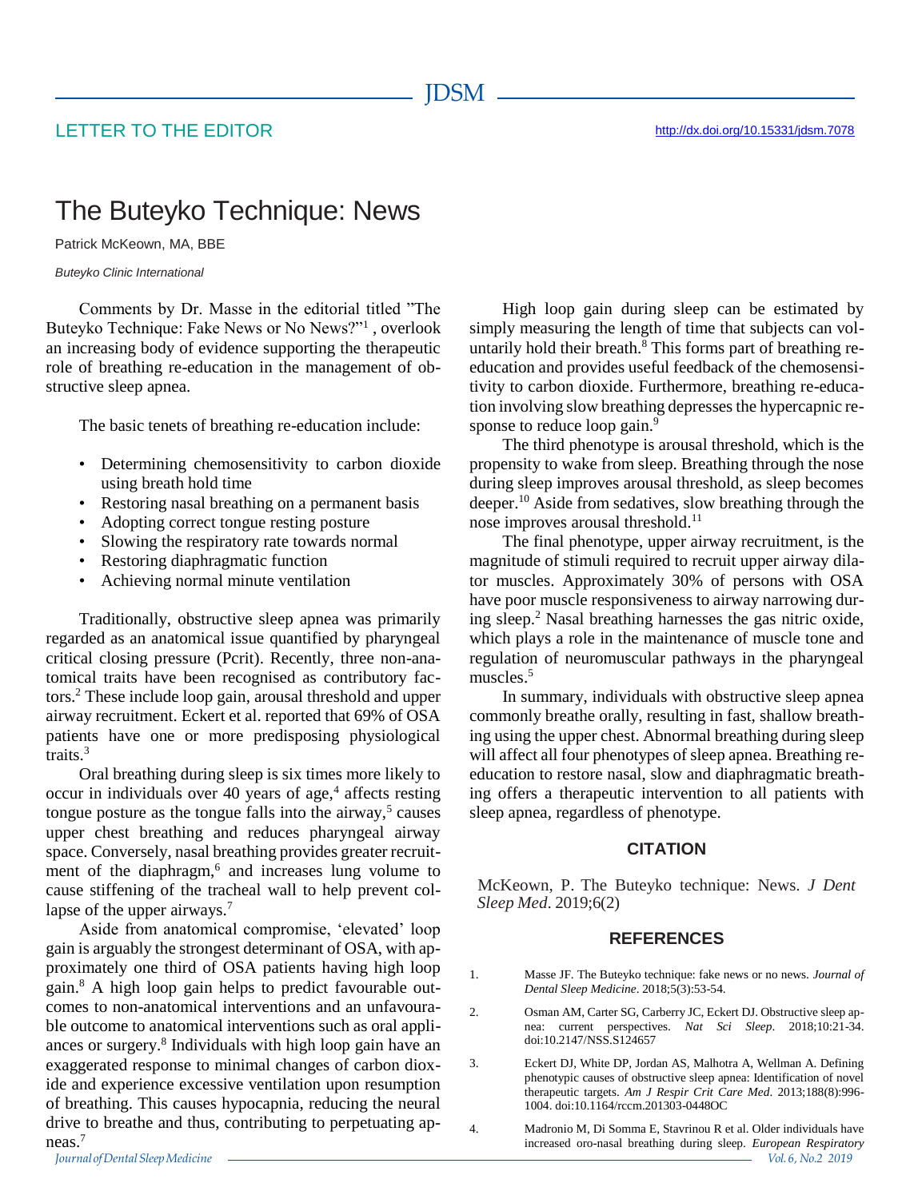LETTER TO THE EDITOR

http://dx.doi.org/10.15331/jdsm.7078

# The Buteyko Technique: News

Patrick McKeown, MA, BBE

*Buteyko Clinic International*

Comments by Dr. Masse in the editorial titled "The Buteyko Technique: Fake News or No News?"[1] , overlook an increasing body of evidence supporting the therapeutic role of breathing re-education in the management of obstructive sleep apnea.

The basic tenets of breathing re-education include:

- Determining chemosensitivity to carbon dioxide using breath hold time
- Restoring nasal breathing on a permanent basis
- Adopting correct tongue resting posture
- Slowing the respiratory rate towards normal
- Restoring diaphragmatic function
- Achieving normal minute ventilation

Traditionally, obstructive sleep apnea was primarily regarded as an anatomical issue quantified by pharyngeal critical closing pressure (Pcrit). Recently, three non-anatomical traits have been recognised as contributory factors.[2] These include loop gain, arousal threshold and upper airway recruitment. Eckert et al. reported that 69% of OSA patients have one or more predisposing physiological traits.[3]

Oral breathing during sleep is six times more likely to occur in individuals over 40 years of age,[4] affects resting tongue posture as the tongue falls into the airway,[5] causes upper chest breathing and reduces pharyngeal airway space. Conversely, nasal breathing provides greater recruitment of the diaphragm,[6] and increases lung volume to cause stiffening of the tracheal wall to help prevent collapse of the upper airways.[7]

Aside from anatomical compromise, 'elevated' loop gain is arguably the strongest determinant of OSA, with approximately one third of OSA patients having high loop gain.[8] A high loop gain helps to predict favourable outcomes to non-anatomical interventions and an unfavourable outcome to anatomical interventions such as oral appliances or surgery.[8] Individuals with high loop gain have an exaggerated response to minimal changes of carbon dioxide and experience excessive ventilation upon resumption of breathing. This causes hypocapnia, reducing the neural drive to breathe and thus, contributing to perpetuating apneas.[7]

High loop gain during sleep can be estimated by simply measuring the length of time that subjects can voluntarily hold their breath.[8] This forms part of breathing re-education and provides useful feedback of the chemosensitivity to carbon dioxide. Furthermore, breathing re-education involving slow breathing depresses the hypercapnic response to reduce loop gain.[9]

The third phenotype is arousal threshold, which is the propensity to wake from sleep. Breathing through the nose during sleep improves arousal threshold, as sleep becomes deeper.[10] Aside from sedatives, slow breathing through the nose improves arousal threshold.[11]

The final phenotype, upper airway recruitment, is the magnitude of stimuli required to recruit upper airway dilator muscles. Approximately 30% of persons with OSA have poor muscle responsiveness to airway narrowing during sleep.[2] Nasal breathing harnesses the gas nitric oxide, which plays a role in the maintenance of muscle tone and regulation of neuromuscular pathways in the pharyngeal muscles.[5]

In summary, individuals with obstructive sleep apnea commonly breathe orally, resulting in fast, shallow breathing using the upper chest. Abnormal breathing during sleep will affect all four phenotypes of sleep apnea. Breathing re-education to restore nasal, slow and diaphragmatic breathing offer a therapeutic intervention to all patients with sleep apnea, regardless of phenotype.

## CITATION

McKeown, P. The Buteyko technique: News. *J Dent Sleep Med*. 2019;6(2)

## REFERENCES

1. Masse JF. The Buteyko technique: fake news or no news. *Journal of Dental Sleep Medicine*. 2018;5(3):53-54.
2. Osman AM, Carter SG, Carberry JC, Eckert DJ. Obstructive sleep apnea: current perspectives. *Nat Sci Sleep*. 2018;10:21-34. doi:10.2147/NSS.S124657
3. Eckert DJ, White DP, Jordan AS, Malhotra A, Wellman A. Defining phenotypic causes of obstructive sleep apnea: Identification of novel therapeutic targets. *Am J Respir Crit Care Med*. 2013;188(8):996-1004. doi:10.1164/rccm.201303-0448OC
4. Madronio M, Di Somma E, Stavrinou R et al. Older individuals have increased oro-nasal breathing during sleep. *European Respiratory*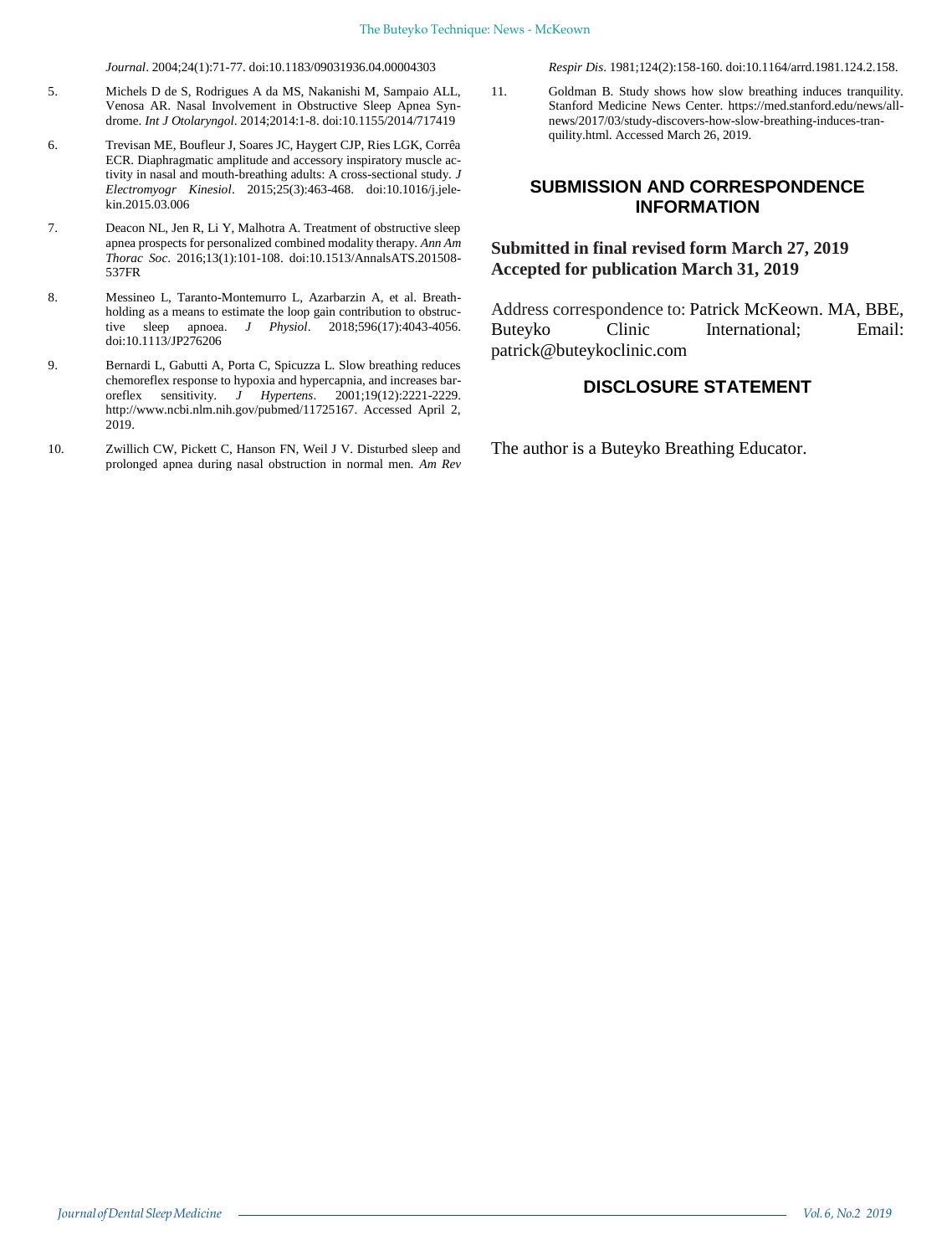*Journal*. 2004;24(1):71-77. doi:10.1183/09031936.04.00004303

5. Michels D de S, Rodrigues A da MS, Nakanishi M, Sampaio ALL, Venosa AR. Nasal Involvement in Obstructive Sleep Apnea Syndrome. *Int J Otolaryngol*. 2014;2014:1-8. doi:10.1155/2014/717419

6. Trevisan ME, Boufleur J, Soares JC, Haygert CJP, Ries LGK, Corrêa ECR. Diaphragmatic amplitude and accessory inspiratory muscle activity in nasal and mouth-breathing adults: A cross-sectional study. *J Electromyogr Kinesiol*. 2015;25(3):463-468. doi:10.1016/j.jelekin.2015.03.006

7. Deacon NL, Jen R, Li Y, Malhotra A. Treatment of obstructive sleep apnea prospects for personalized combined modality therapy. *Ann Am Thorac Soc*. 2016;13(1):101-108. doi:10.1513/AnnalsATS.201508-537FR

8. Messineo L, Taranto-Montemurro L, Azarbarzin A, et al. Breath-holding as a means to estimate the loop gain contribution to obstructive sleep apnoea. *J Physiol*. 2018;596(17):4043-4056. doi:10.1113/JP276206

9. Bernardi L, Gabutti A, Porta C, Spicuzza L. Slow breathing reduces chemoreflex response to hypoxia and hypercapnia, and increases baroreflex sensitivity. *J Hypertens*. 2001;19(12):2221-2229. http://www.ncbi.nlm.nih.gov/pubmed/11725167. Accessed April 2, 2019.

10. Zwillich CW, Pickett C, Hanson FN, Weil J V. Disturbed sleep and prolonged apnea during nasal obstruction in normal men. *Am Rev Respir Dis*. 1981;124(2):158-160. doi:10.1164/arrd.1981.124.2.158.

11. Goldman B. Study shows how slow breathing induces tranquility. Stanford Medicine News Center. https://med.stanford.edu/news/all-news/2017/03/study-discovers-how-slow-breathing-induces-tranquility.html. Accessed March 26, 2019.

## SUBMISSION AND CORRESPONDENCE INFORMATION

**Submitted in final revised form March 27, 2019**
**Accepted for publication March 31, 2019**

Address correspondence to: Patrick McKeown. MA, BBE, Buteyko Clinic International; Email: patrick@buteykoclinic.com

## DISCLOSURE STATEMENT

The author is a Buteyko Breathing Educator.